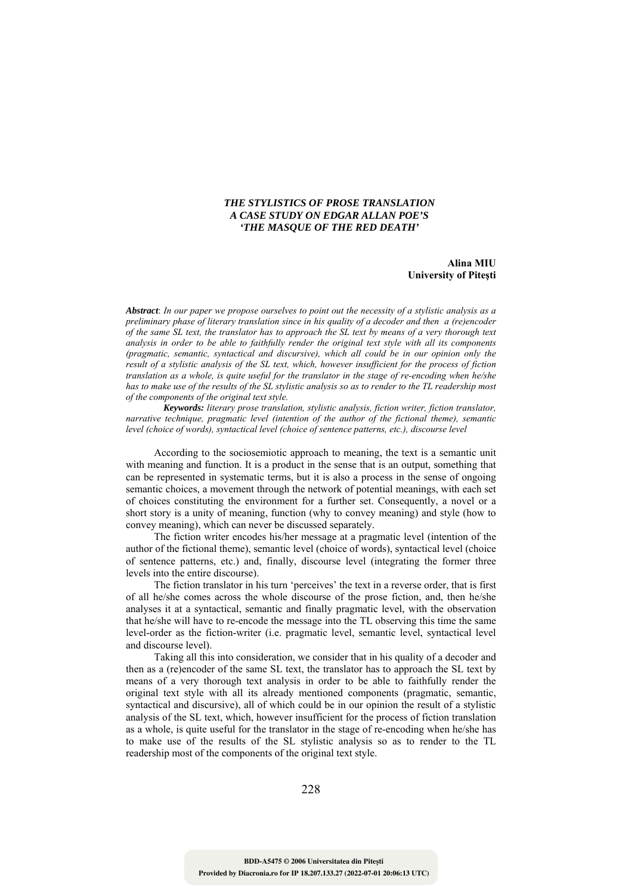# *THE STYLISTICS OF PROSE TRANSLATION A CASE STUDY ON EDGAR ALLAN POE'S 'THE MASQUE OF THE RED DEATH'*

**Alina MIU**
**University of Pitești**

***Abstract***: *In our paper we propose ourselves to point out the necessity of a stylistic analysis as a preliminary phase of literary translation since in his quality of a decoder and then a (re)encoder of the same SL text, the translator has to approach the SL text by means of a very thorough text analysis in order to be able to faithfully render the original text style with all its components (pragmatic, semantic, syntactical and discursive), which all could be in our opinion only the result of a stylistic analysis of the SL text, which, however insufficient for the process of fiction translation as a whole, is quite useful for the translator in the stage of re-encoding when he/she has to make use of the results of the SL stylistic analysis so as to render to the TL readership most of the components of the original text style.*

***Keywords:*** *literary prose translation, stylistic analysis, fiction writer, fiction translator, narrative technique, pragmatic level (intention of the author of the fictional theme), semantic level (choice of words), syntactical level (choice of sentence patterns, etc.), discourse level*

According to the sociosemiotic approach to meaning, the text is a semantic unit with meaning and function. It is a product in the sense that is an output, something that can be represented in systematic terms, but it is also a process in the sense of ongoing semantic choices, a movement through the network of potential meanings, with each set of choices constituting the environment for a further set. Consequently, a novel or a short story is a unity of meaning, function (why to convey meaning) and style (how to convey meaning), which can never be discussed separately.

The fiction writer encodes his/her message at a pragmatic level (intention of the author of the fictional theme), semantic level (choice of words), syntactical level (choice of sentence patterns, etc.) and, finally, discourse level (integrating the former three levels into the entire discourse).

The fiction translator in his turn 'perceives' the text in a reverse order, that is first of all he/she comes across the whole discourse of the prose fiction, and, then he/she analyses it at a syntactical, semantic and finally pragmatic level, with the observation that he/she will have to re-encode the message into the TL observing this time the same level-order as the fiction-writer (i.e. pragmatic level, semantic level, syntactical level and discourse level).

Taking all this into consideration, we consider that in his quality of a decoder and then as a (re)encoder of the same SL text, the translator has to approach the SL text by means of a very thorough text analysis in order to be able to faithfully render the original text style with all its already mentioned components (pragmatic, semantic, syntactical and discursive), all of which could be in our opinion the result of a stylistic analysis of the SL text, which, however insufficient for the process of fiction translation as a whole, is quite useful for the translator in the stage of re-encoding when he/she has to make use of the results of the SL stylistic analysis so as to render to the TL readership most of the components of the original text style.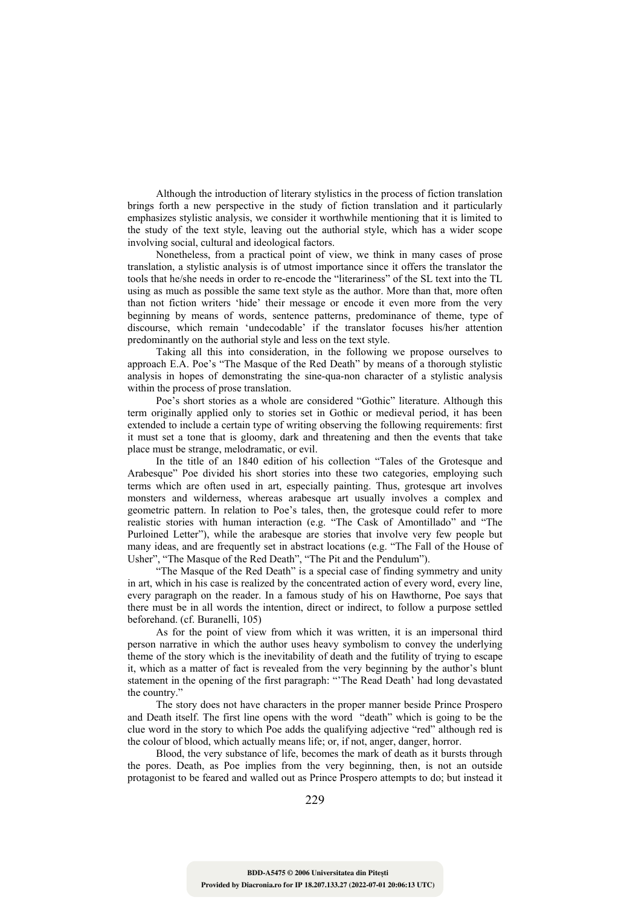Although the introduction of literary stylistics in the process of fiction translation brings forth a new perspective in the study of fiction translation and it particularly emphasizes stylistic analysis, we consider it worthwhile mentioning that it is limited to the study of the text style, leaving out the authorial style, which has a wider scope involving social, cultural and ideological factors.

Nonetheless, from a practical point of view, we think in many cases of prose translation, a stylistic analysis is of utmost importance since it offers the translator the tools that he/she needs in order to re-encode the "literariness" of the SL text into the TL using as much as possible the same text style as the author. More than that, more often than not fiction writers 'hide' their message or encode it even more from the very beginning by means of words, sentence patterns, predominance of theme, type of discourse, which remain 'undecodable' if the translator focuses his/her attention predominantly on the authorial style and less on the text style.

Taking all this into consideration, in the following we propose ourselves to approach E.A. Poe's "The Masque of the Red Death" by means of a thorough stylistic analysis in hopes of demonstrating the sine-qua-non character of a stylistic analysis within the process of prose translation.

Poe's short stories as a whole are considered "Gothic" literature. Although this term originally applied only to stories set in Gothic or medieval period, it has been extended to include a certain type of writing observing the following requirements: first it must set a tone that is gloomy, dark and threatening and then the events that take place must be strange, melodramatic, or evil.

In the title of an 1840 edition of his collection "Tales of the Grotesque and Arabesque" Poe divided his short stories into these two categories, employing such terms which are often used in art, especially painting. Thus, grotesque art involves monsters and wilderness, whereas arabesque art usually involves a complex and geometric pattern. In relation to Poe's tales, then, the grotesque could refer to more realistic stories with human interaction (e.g. "The Cask of Amontillado" and "The Purloined Letter"), while the arabesque are stories that involve very few people but many ideas, and are frequently set in abstract locations (e.g. "The Fall of the House of Usher", "The Masque of the Red Death", "The Pit and the Pendulum").

"The Masque of the Red Death" is a special case of finding symmetry and unity in art, which in his case is realized by the concentrated action of every word, every line, every paragraph on the reader. In a famous study of his on Hawthorne, Poe says that there must be in all words the intention, direct or indirect, to follow a purpose settled beforehand. (cf. Buranelli, 105)

As for the point of view from which it was written, it is an impersonal third person narrative in which the author uses heavy symbolism to convey the underlying theme of the story which is the inevitability of death and the futility of trying to escape it, which as a matter of fact is revealed from the very beginning by the author's blunt statement in the opening of the first paragraph: "'The Read Death' had long devastated the country."

The story does not have characters in the proper manner beside Prince Prospero and Death itself. The first line opens with the word "death" which is going to be the clue word in the story to which Poe adds the qualifying adjective "red" although red is the colour of blood, which actually means life; or, if not, anger, danger, horror.

Blood, the very substance of life, becomes the mark of death as it bursts through the pores. Death, as Poe implies from the very beginning, then, is not an outside protagonist to be feared and walled out as Prince Prospero attempts to do; but instead it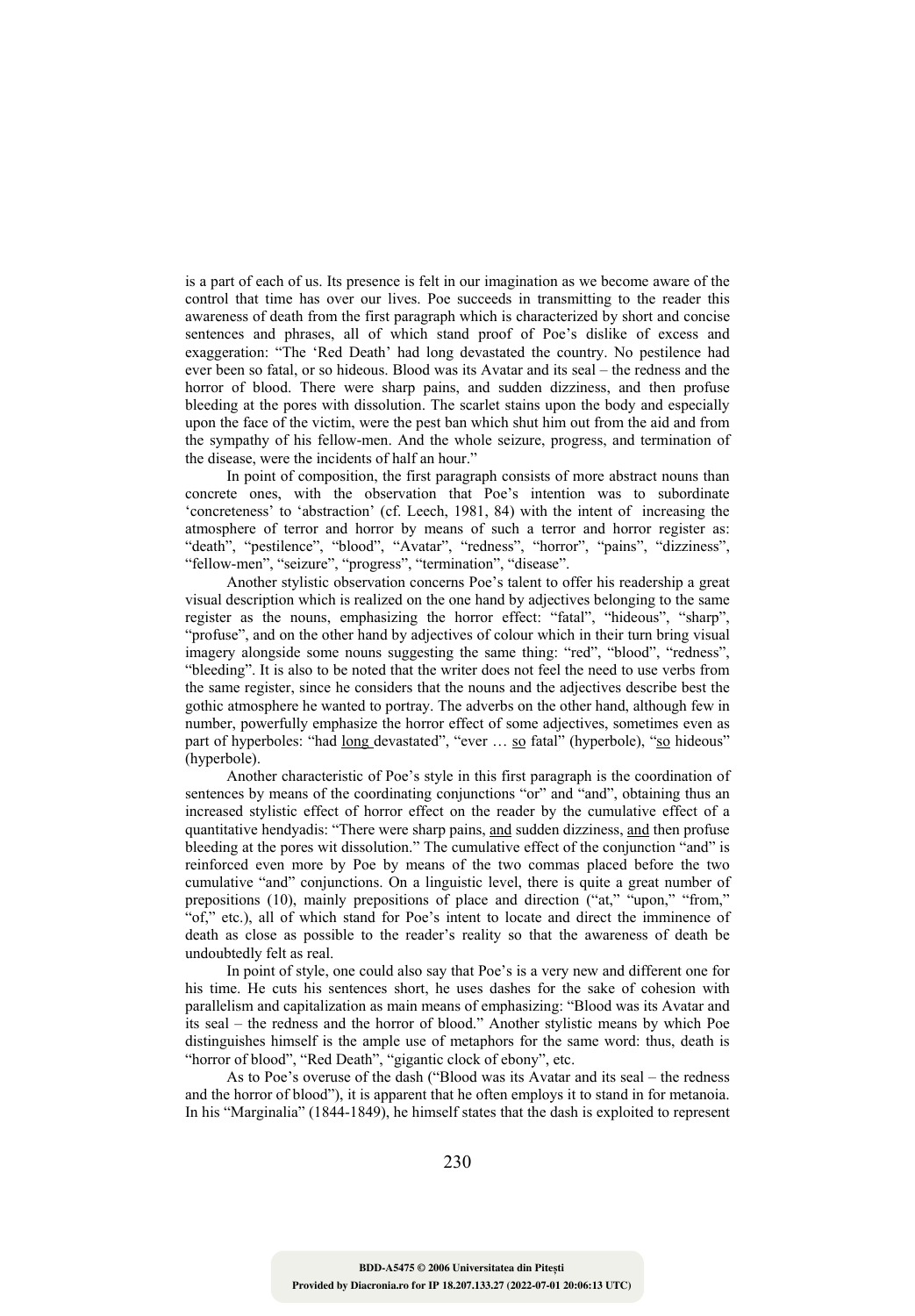is a part of each of us. Its presence is felt in our imagination as we become aware of the control that time has over our lives. Poe succeeds in transmitting to the reader this awareness of death from the first paragraph which is characterized by short and concise sentences and phrases, all of which stand proof of Poe's dislike of excess and exaggeration: "The 'Red Death' had long devastated the country. No pestilence had ever been so fatal, or so hideous. Blood was its Avatar and its seal – the redness and the horror of blood. There were sharp pains, and sudden dizziness, and then profuse bleeding at the pores with dissolution. The scarlet stains upon the body and especially upon the face of the victim, were the pest ban which shut him out from the aid and from the sympathy of his fellow-men. And the whole seizure, progress, and termination of the disease, were the incidents of half an hour."

In point of composition, the first paragraph consists of more abstract nouns than concrete ones, with the observation that Poe's intention was to subordinate 'concreteness' to 'abstraction' (cf. Leech, 1981, 84) with the intent of increasing the atmosphere of terror and horror by means of such a terror and horror register as: "death", "pestilence", "blood", "Avatar", "redness", "horror", "pains", "dizziness", "fellow-men", "seizure", "progress", "termination", "disease".

Another stylistic observation concerns Poe's talent to offer his readership a great visual description which is realized on the one hand by adjectives belonging to the same register as the nouns, emphasizing the horror effect: "fatal", "hideous", "sharp", "profuse", and on the other hand by adjectives of colour which in their turn bring visual imagery alongside some nouns suggesting the same thing: "red", "blood", "redness", "bleeding". It is also to be noted that the writer does not feel the need to use verbs from the same register, since he considers that the nouns and the adjectives describe best the gothic atmosphere he wanted to portray. The adverbs on the other hand, although few in number, powerfully emphasize the horror effect of some adjectives, sometimes even as part of hyperboles: "had <u>long</u> devastated", "ever … <u>so</u> fatal" (hyperbole), "<u>so</u> hideous" (hyperbole).

Another characteristic of Poe's style in this first paragraph is the coordination of sentences by means of the coordinating conjunctions "or" and "and", obtaining thus an increased stylistic effect of horror effect on the reader by the cumulative effect of a quantitative hendyadis: "There were sharp pains, <u>and</u> sudden dizziness, <u>and</u> then profuse bleeding at the pores wit dissolution." The cumulative effect of the conjunction "and" is reinforced even more by Poe by means of the two commas placed before the two cumulative "and" conjunctions. On a linguistic level, there is quite a great number of prepositions (10), mainly prepositions of place and direction ("at," "upon," "from," "of," etc.), all of which stand for Poe's intent to locate and direct the imminence of death as close as possible to the reader's reality so that the awareness of death be undoubtedly felt as real.

In point of style, one could also say that Poe's is a very new and different one for his time. He cuts his sentences short, he uses dashes for the sake of cohesion with parallelism and capitalization as main means of emphasizing: "Blood was its Avatar and its seal – the redness and the horror of blood." Another stylistic means by which Poe distinguishes himself is the ample use of metaphors for the same word: thus, death is "horror of blood", "Red Death", "gigantic clock of ebony", etc.

As to Poe's overuse of the dash ("Blood was its Avatar and its seal – the redness and the horror of blood"), it is apparent that he often employs it to stand in for metanoia. In his "Marginalia" (1844-1849), he himself states that the dash is exploited to represent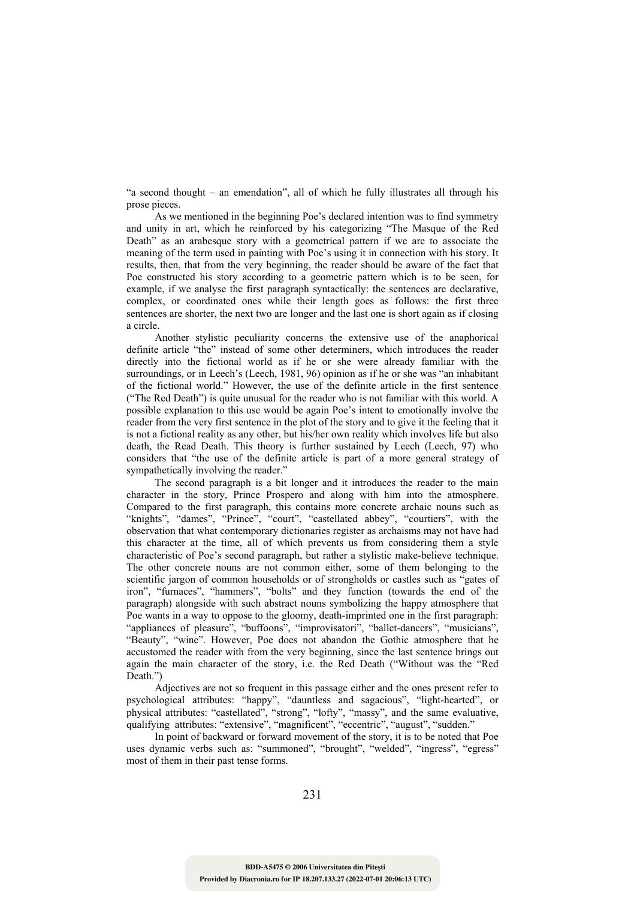"a second thought – an emendation", all of which he fully illustrates all through his prose pieces.

As we mentioned in the beginning Poe's declared intention was to find symmetry and unity in art, which he reinforced by his categorizing "The Masque of the Red Death" as an arabesque story with a geometrical pattern if we are to associate the meaning of the term used in painting with Poe's using it in connection with his story. It results, then, that from the very beginning, the reader should be aware of the fact that Poe constructed his story according to a geometric pattern which is to be seen, for example, if we analyse the first paragraph syntactically: the sentences are declarative, complex, or coordinated ones while their length goes as follows: the first three sentences are shorter, the next two are longer and the last one is short again as if closing a circle.

Another stylistic peculiarity concerns the extensive use of the anaphorical definite article "the" instead of some other determiners, which introduces the reader directly into the fictional world as if he or she were already familiar with the surroundings, or in Leech's (Leech, 1981, 96) opinion as if he or she was "an inhabitant of the fictional world." However, the use of the definite article in the first sentence ("The Red Death") is quite unusual for the reader who is not familiar with this world. A possible explanation to this use would be again Poe's intent to emotionally involve the reader from the very first sentence in the plot of the story and to give it the feeling that it is not a fictional reality as any other, but his/her own reality which involves life but also death, the Read Death. This theory is further sustained by Leech (Leech, 97) who considers that "the use of the definite article is part of a more general strategy of sympathetically involving the reader."

The second paragraph is a bit longer and it introduces the reader to the main character in the story, Prince Prospero and along with him into the atmosphere. Compared to the first paragraph, this contains more concrete archaic nouns such as "knights", "dames", "Prince", "court", "castellated abbey", "courtiers", with the observation that what contemporary dictionaries register as archaisms may not have had this character at the time, all of which prevents us from considering them a style characteristic of Poe's second paragraph, but rather a stylistic make-believe technique. The other concrete nouns are not common either, some of them belonging to the scientific jargon of common households or of strongholds or castles such as "gates of iron", "furnaces", "hammers", "bolts" and they function (towards the end of the paragraph) alongside with such abstract nouns symbolizing the happy atmosphere that Poe wants in a way to oppose to the gloomy, death-imprinted one in the first paragraph: "appliances of pleasure", "buffoons", "improvisatori", "ballet-dancers", "musicians", "Beauty", "wine". However, Poe does not abandon the Gothic atmosphere that he accustomed the reader with from the very beginning, since the last sentence brings out again the main character of the story, i.e. the Red Death ("Without was the "Red Death.")

Adjectives are not so frequent in this passage either and the ones present refer to psychological attributes: "happy", "dauntless and sagacious", "light-hearted", or physical attributes: "castellated", "strong", "lofty", "massy", and the same evaluative, qualifying attributes: "extensive", "magnificent", "eccentric", "august", "sudden."

In point of backward or forward movement of the story, it is to be noted that Poe uses dynamic verbs such as: "summoned", "brought", "welded", "ingress", "egress" most of them in their past tense forms.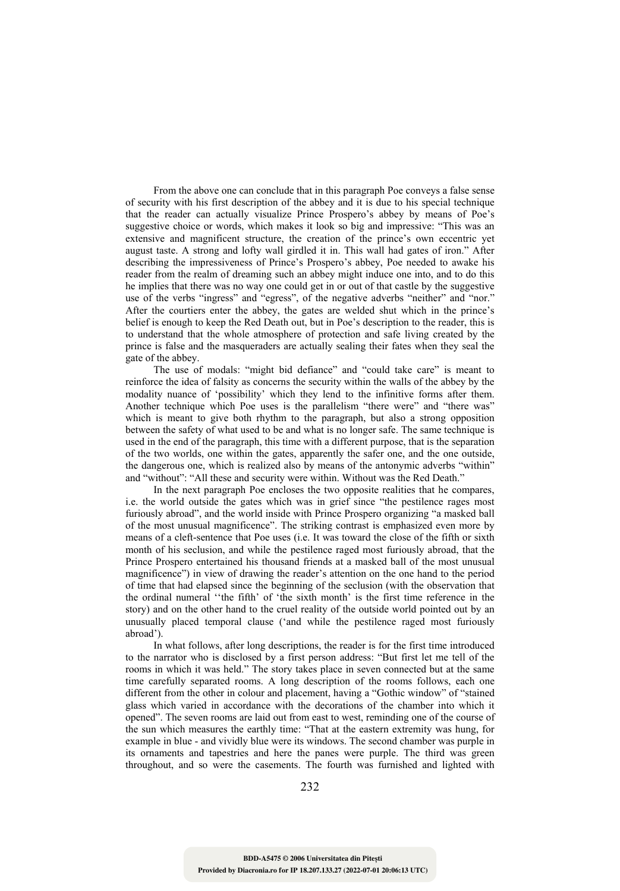From the above one can conclude that in this paragraph Poe conveys a false sense of security with his first description of the abbey and it is due to his special technique that the reader can actually visualize Prince Prospero's abbey by means of Poe's suggestive choice or words, which makes it look so big and impressive: "This was an extensive and magnificent structure, the creation of the prince's own eccentric yet august taste. A strong and lofty wall girdled it in. This wall had gates of iron." After describing the impressiveness of Prince's Prospero's abbey, Poe needed to awake his reader from the realm of dreaming such an abbey might induce one into, and to do this he implies that there was no way one could get in or out of that castle by the suggestive use of the verbs "ingress" and "egress", of the negative adverbs "neither" and "nor." After the courtiers enter the abbey, the gates are welded shut which in the prince's belief is enough to keep the Red Death out, but in Poe's description to the reader, this is to understand that the whole atmosphere of protection and safe living created by the prince is false and the masqueraders are actually sealing their fates when they seal the gate of the abbey.

The use of modals: "might bid defiance" and "could take care" is meant to reinforce the idea of falsity as concerns the security within the walls of the abbey by the modality nuance of 'possibility' which they lend to the infinitive forms after them. Another technique which Poe uses is the parallelism "there were" and "there was" which is meant to give both rhythm to the paragraph, but also a strong opposition between the safety of what used to be and what is no longer safe. The same technique is used in the end of the paragraph, this time with a different purpose, that is the separation of the two worlds, one within the gates, apparently the safer one, and the one outside, the dangerous one, which is realized also by means of the antonymic adverbs "within" and "without": "All these and security were within. Without was the Red Death."

In the next paragraph Poe encloses the two opposite realities that he compares, i.e. the world outside the gates which was in grief since "the pestilence rages most furiously abroad", and the world inside with Prince Prospero organizing "a masked ball of the most unusual magnificence". The striking contrast is emphasized even more by means of a cleft-sentence that Poe uses (i.e. It was toward the close of the fifth or sixth month of his seclusion, and while the pestilence raged most furiously abroad, that the Prince Prospero entertained his thousand friends at a masked ball of the most unusual magnificence") in view of drawing the reader's attention on the one hand to the period of time that had elapsed since the beginning of the seclusion (with the observation that the ordinal numeral ''the fifth' of 'the sixth month' is the first time reference in the story) and on the other hand to the cruel reality of the outside world pointed out by an unusually placed temporal clause ('and while the pestilence raged most furiously abroad').

In what follows, after long descriptions, the reader is for the first time introduced to the narrator who is disclosed by a first person address: "But first let me tell of the rooms in which it was held." The story takes place in seven connected but at the same time carefully separated rooms. A long description of the rooms follows, each one different from the other in colour and placement, having a "Gothic window" of "stained glass which varied in accordance with the decorations of the chamber into which it opened". The seven rooms are laid out from east to west, reminding one of the course of the sun which measures the earthly time: "That at the eastern extremity was hung, for example in blue - and vividly blue were its windows. The second chamber was purple in its ornaments and tapestries and here the panes were purple. The third was green throughout, and so were the casements. The fourth was furnished and lighted with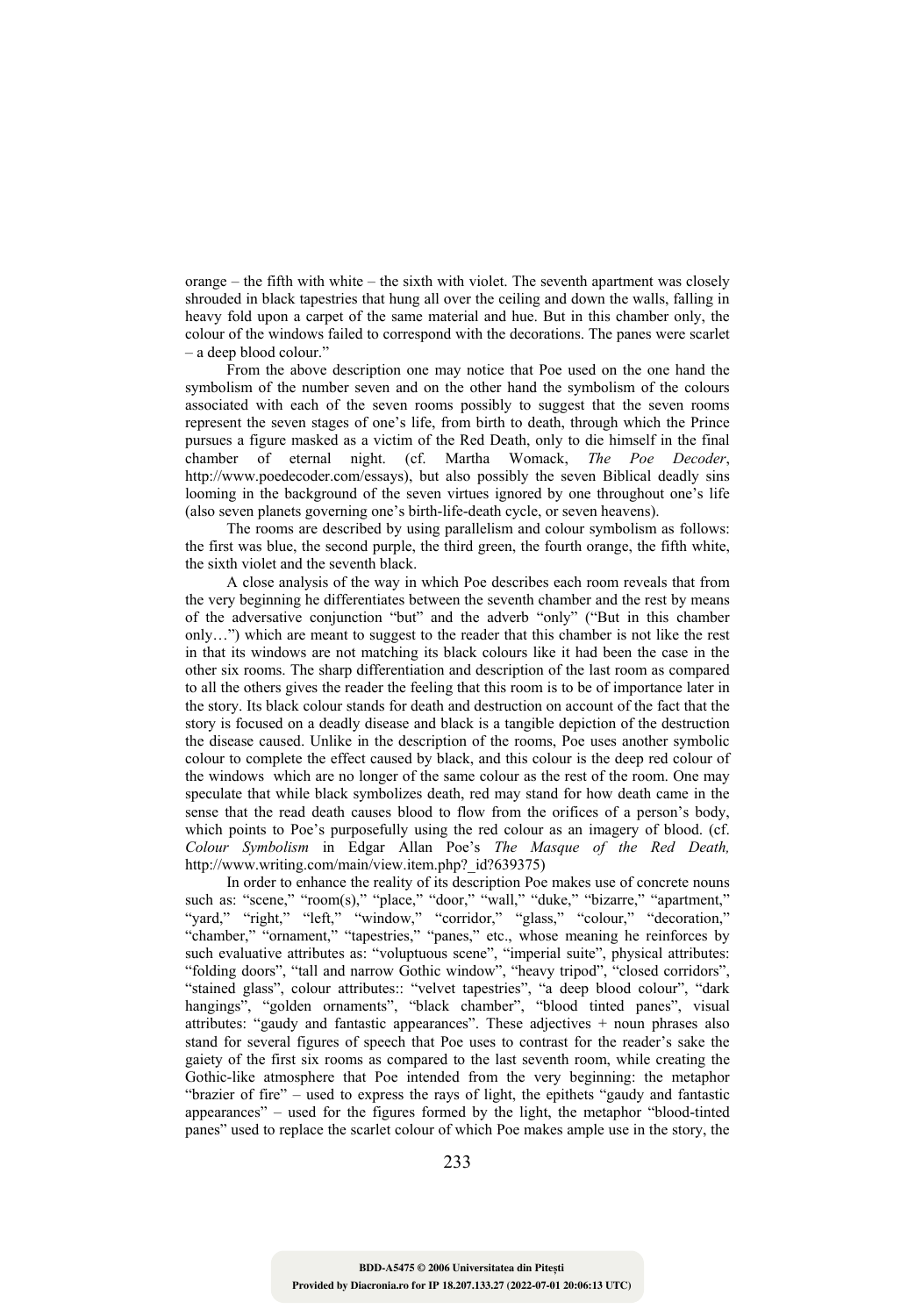orange – the fifth with white – the sixth with violet. The seventh apartment was closely shrouded in black tapestries that hung all over the ceiling and down the walls, falling in heavy fold upon a carpet of the same material and hue. But in this chamber only, the colour of the windows failed to correspond with the decorations. The panes were scarlet – a deep blood colour."

From the above description one may notice that Poe used on the one hand the symbolism of the number seven and on the other hand the symbolism of the colours associated with each of the seven rooms possibly to suggest that the seven rooms represent the seven stages of one's life, from birth to death, through which the Prince pursues a figure masked as a victim of the Red Death, only to die himself in the final chamber of eternal night. (cf. Martha Womack, *The Poe Decoder*, http://www.poedecoder.com/essays), but also possibly the seven Biblical deadly sins looming in the background of the seven virtues ignored by one throughout one's life (also seven planets governing one's birth-life-death cycle, or seven heavens).

The rooms are described by using parallelism and colour symbolism as follows: the first was blue, the second purple, the third green, the fourth orange, the fifth white, the sixth violet and the seventh black.

A close analysis of the way in which Poe describes each room reveals that from the very beginning he differentiates between the seventh chamber and the rest by means of the adversative conjunction "but" and the adverb "only" ("But in this chamber only…") which are meant to suggest to the reader that this chamber is not like the rest in that its windows are not matching its black colours like it had been the case in the other six rooms. The sharp differentiation and description of the last room as compared to all the others gives the reader the feeling that this room is to be of importance later in the story. Its black colour stands for death and destruction on account of the fact that the story is focused on a deadly disease and black is a tangible depiction of the destruction the disease caused. Unlike in the description of the rooms, Poe uses another symbolic colour to complete the effect caused by black, and this colour is the deep red colour of the windows which are no longer of the same colour as the rest of the room. One may speculate that while black symbolizes death, red may stand for how death came in the sense that the read death causes blood to flow from the orifices of a person's body, which points to Poe's purposefully using the red colour as an imagery of blood. (cf. *Colour Symbolism* in Edgar Allan Poe's *The Masque of the Red Death,* http://www.writing.com/main/view.item.php?_id?639375)

In order to enhance the reality of its description Poe makes use of concrete nouns such as: "scene," "room(s)," "place," "door," "wall," "duke," "bizarre," "apartment," "yard," "right," "left," "window," "corridor," "glass," "colour," "decoration," "chamber," "ornament," "tapestries," "panes," etc., whose meaning he reinforces by such evaluative attributes as: "voluptuous scene", "imperial suite", physical attributes: "folding doors", "tall and narrow Gothic window", "heavy tripod", "closed corridors", "stained glass", colour attributes:: "velvet tapestries", "a deep blood colour", "dark hangings", "golden ornaments", "black chamber", "blood tinted panes", visual attributes: "gaudy and fantastic appearances". These adjectives + noun phrases also stand for several figures of speech that Poe uses to contrast for the reader's sake the gaiety of the first six rooms as compared to the last seventh room, while creating the Gothic-like atmosphere that Poe intended from the very beginning: the metaphor "brazier of fire" – used to express the rays of light, the epithets "gaudy and fantastic appearances" – used for the figures formed by the light, the metaphor "blood-tinted panes" used to replace the scarlet colour of which Poe makes ample use in the story, the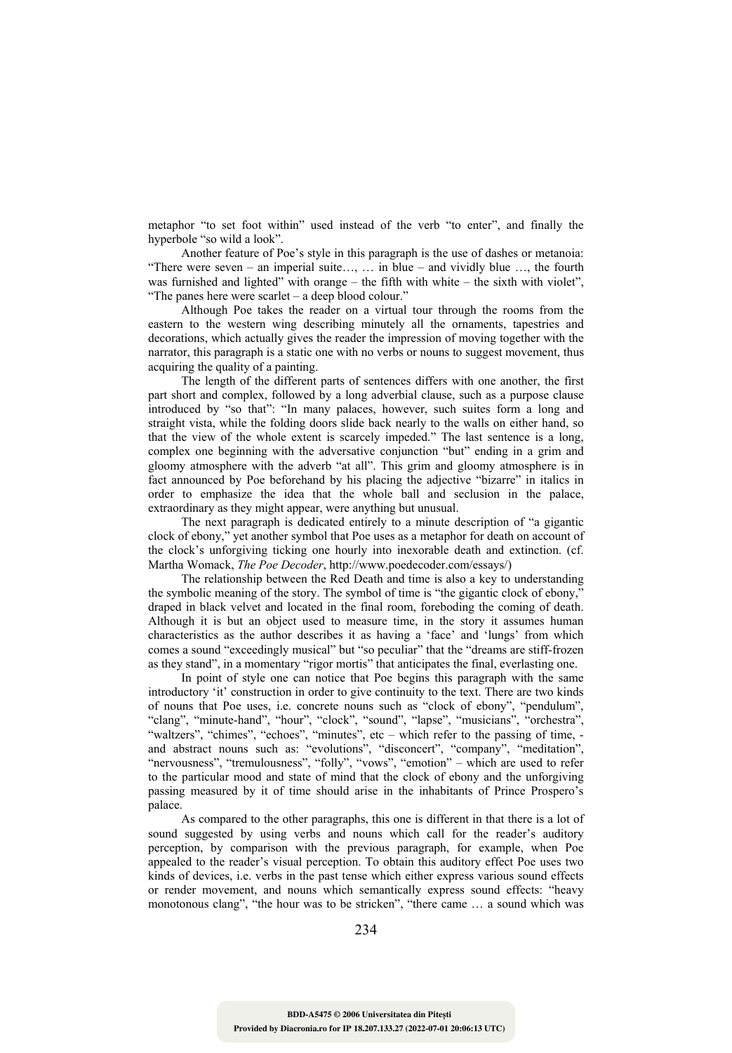metaphor "to set foot within" used instead of the verb "to enter", and finally the hyperbole "so wild a look".

Another feature of Poe's style in this paragraph is the use of dashes or metanoia: "There were seven – an imperial suite…, … in blue – and vividly blue …, the fourth was furnished and lighted" with orange – the fifth with white – the sixth with violet", "The panes here were scarlet – a deep blood colour."

Although Poe takes the reader on a virtual tour through the rooms from the eastern to the western wing describing minutely all the ornaments, tapestries and decorations, which actually gives the reader the impression of moving together with the narrator, this paragraph is a static one with no verbs or nouns to suggest movement, thus acquiring the quality of a painting.

The length of the different parts of sentences differs with one another, the first part short and complex, followed by a long adverbial clause, such as a purpose clause introduced by "so that": "In many palaces, however, such suites form a long and straight vista, while the folding doors slide back nearly to the walls on either hand, so that the view of the whole extent is scarcely impeded." The last sentence is a long, complex one beginning with the adversative conjunction "but" ending in a grim and gloomy atmosphere with the adverb "at all". This grim and gloomy atmosphere is in fact announced by Poe beforehand by his placing the adjective "bizarre" in italics in order to emphasize the idea that the whole ball and seclusion in the palace, extraordinary as they might appear, were anything but unusual.

The next paragraph is dedicated entirely to a minute description of "a gigantic clock of ebony," yet another symbol that Poe uses as a metaphor for death on account of the clock's unforgiving ticking one hourly into inexorable death and extinction. (cf. Martha Womack, *The Poe Decoder*, http://www.poedecoder.com/essays/)

The relationship between the Red Death and time is also a key to understanding the symbolic meaning of the story. The symbol of time is "the gigantic clock of ebony," draped in black velvet and located in the final room, foreboding the coming of death. Although it is but an object used to measure time, in the story it assumes human characteristics as the author describes it as having a 'face' and 'lungs' from which comes a sound "exceedingly musical" but "so peculiar" that the "dreams are stiff-frozen as they stand", in a momentary "rigor mortis" that anticipates the final, everlasting one.

In point of style one can notice that Poe begins this paragraph with the same introductory 'it' construction in order to give continuity to the text. There are two kinds of nouns that Poe uses, i.e. concrete nouns such as "clock of ebony", "pendulum", "clang", "minute-hand", "hour", "clock", "sound", "lapse", "musicians", "orchestra", "waltzers", "chimes", "echoes", "minutes", etc – which refer to the passing of time, - and abstract nouns such as: "evolutions", "disconcert", "company", "meditation", "nervousness", "tremulousness", "folly", "vows", "emotion" – which are used to refer to the particular mood and state of mind that the clock of ebony and the unforgiving passing measured by it of time should arise in the inhabitants of Prince Prospero's palace.

As compared to the other paragraphs, this one is different in that there is a lot of sound suggested by using verbs and nouns which call for the reader's auditory perception, by comparison with the previous paragraph, for example, when Poe appealed to the reader's visual perception. To obtain this auditory effect Poe uses two kinds of devices, i.e. verbs in the past tense which either express various sound effects or render movement, and nouns which semantically express sound effects: "heavy monotonous clang", "the hour was to be stricken", "there came … a sound which was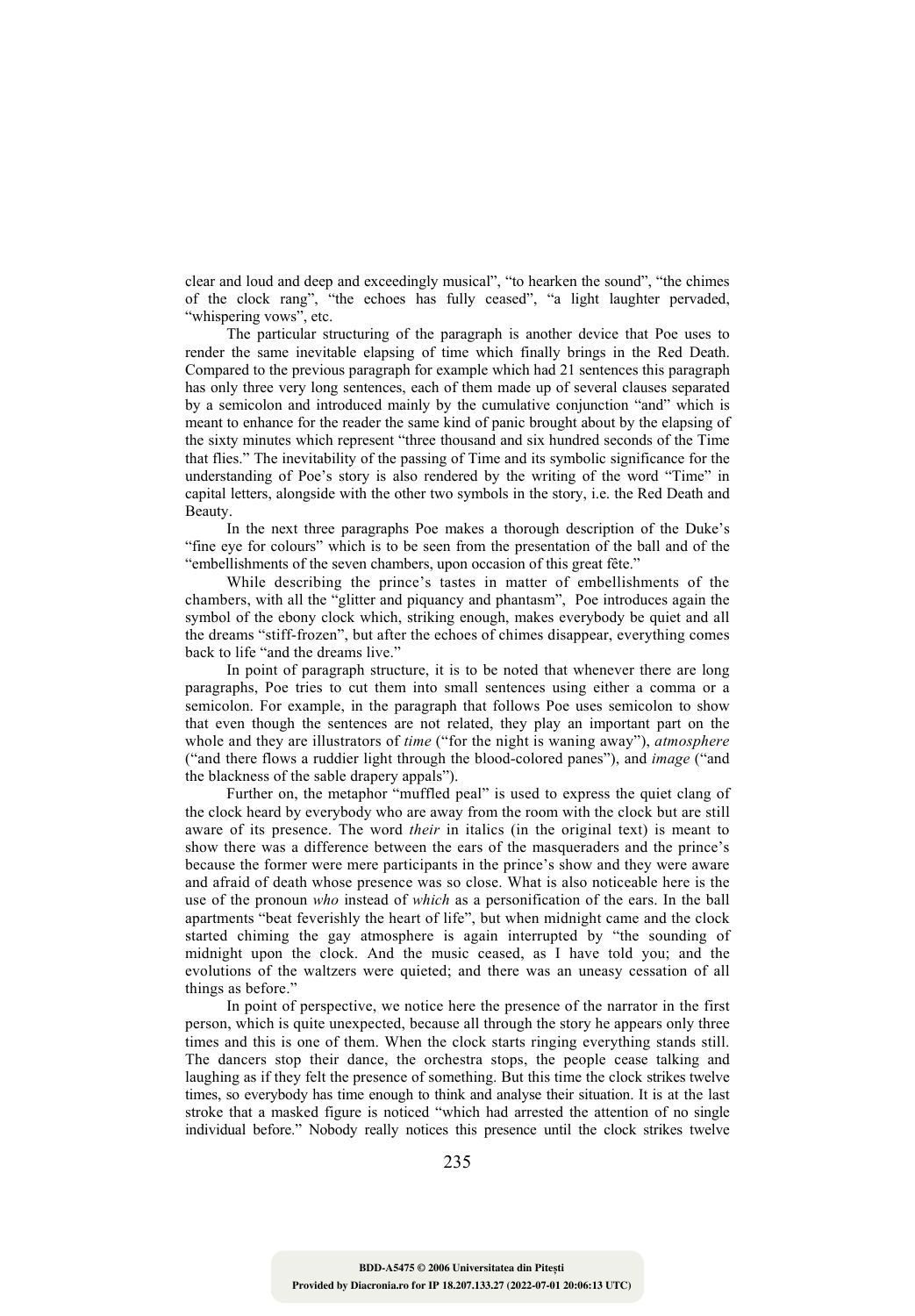clear and loud and deep and exceedingly musical", "to hearken the sound", "the chimes of the clock rang", "the echoes has fully ceased", "a light laughter pervaded, "whispering vows", etc.

The particular structuring of the paragraph is another device that Poe uses to render the same inevitable elapsing of time which finally brings in the Red Death. Compared to the previous paragraph for example which had 21 sentences this paragraph has only three very long sentences, each of them made up of several clauses separated by a semicolon and introduced mainly by the cumulative conjunction "and" which is meant to enhance for the reader the same kind of panic brought about by the elapsing of the sixty minutes which represent "three thousand and six hundred seconds of the Time that flies." The inevitability of the passing of Time and its symbolic significance for the understanding of Poe's story is also rendered by the writing of the word "Time" in capital letters, alongside with the other two symbols in the story, i.e. the Red Death and Beauty.

In the next three paragraphs Poe makes a thorough description of the Duke's "fine eye for colours" which is to be seen from the presentation of the ball and of the "embellishments of the seven chambers, upon occasion of this great fête."

While describing the prince's tastes in matter of embellishments of the chambers, with all the "glitter and piquancy and phantasm", Poe introduces again the symbol of the ebony clock which, striking enough, makes everybody be quiet and all the dreams "stiff-frozen", but after the echoes of chimes disappear, everything comes back to life "and the dreams live."

In point of paragraph structure, it is to be noted that whenever there are long paragraphs, Poe tries to cut them into small sentences using either a comma or a semicolon. For example, in the paragraph that follows Poe uses semicolon to show that even though the sentences are not related, they play an important part on the whole and they are illustrators of *time* ("for the night is waning away"), *atmosphere* ("and there flows a ruddier light through the blood-colored panes"), and *image* ("and the blackness of the sable drapery appals").

Further on, the metaphor "muffled peal" is used to express the quiet clang of the clock heard by everybody who are away from the room with the clock but are still aware of its presence. The word *their* in italics (in the original text) is meant to show there was a difference between the ears of the masqueraders and the prince's because the former were mere participants in the prince's show and they were aware and afraid of death whose presence was so close. What is also noticeable here is the use of the pronoun *who* instead of *which* as a personification of the ears. In the ball apartments "beat feverishly the heart of life", but when midnight came and the clock started chiming the gay atmosphere is again interrupted by "the sounding of midnight upon the clock. And the music ceased, as I have told you; and the evolutions of the waltzers were quieted; and there was an uneasy cessation of all things as before."

In point of perspective, we notice here the presence of the narrator in the first person, which is quite unexpected, because all through the story he appears only three times and this is one of them. When the clock starts ringing everything stands still. The dancers stop their dance, the orchestra stops, the people cease talking and laughing as if they felt the presence of something. But this time the clock strikes twelve times, so everybody has time enough to think and analyse their situation. It is at the last stroke that a masked figure is noticed "which had arrested the attention of no single individual before." Nobody really notices this presence until the clock strikes twelve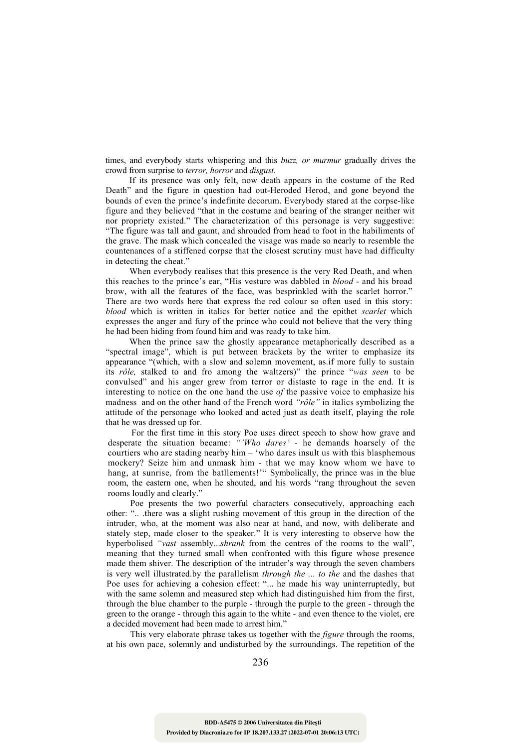times, and everybody starts whispering and this *buzz, or murmur* gradually drives the crowd from surprise to *terror, horror* and *disgust*.

If its presence was only felt, now death appears in the costume of the Red Death" and the figure in question had out-Heroded Herod, and gone beyond the bounds of even the prince's indefinite decorum. Everybody stared at the corpse-like figure and they believed "that in the costume and bearing of the stranger neither wit nor propriety existed." The characterization of this personage is very suggestive: "The figure was tall and gaunt, and shrouded from head to foot in the habiliments of the grave. The mask which concealed the visage was made so nearly to resemble the countenances of a stiffened corpse that the closest scrutiny must have had difficulty in detecting the cheat."

When everybody realises that this presence is the very Red Death, and when this reaches to the prince's ear, "His vesture was dabbled in *blood* - and his broad brow, with all the features of the face, was besprinkled with the scarlet horror." There are two words here that express the red colour so often used in this story: *blood* which is written in italics for better notice and the epithet *scarlet* which expresses the anger and fury of the prince who could not believe that the very thing he had been hiding from found him and was ready to take him.

When the prince saw the ghostly appearance metaphorically described as a "spectral image", which is put between brackets by the writer to emphasize its appearance "(which, with a slow and solemn movement, as.if more fully to sustain its *rôle,* stalked to and fro among the waltzers)" the prince "*was seen* to be convulsed" and his anger grew from terror or distaste to rage in the end. It is interesting to notice on the one hand the use *of* the passive voice to emphasize his madness and on the other hand of the French word *"rôle"* in italics symbolizing the attitude of the personage who looked and acted just as death itself, playing the role that he was dressed up for.

For the first time in this story Poe uses direct speech to show how grave and desperate the situation became: *"'Who dares'* - he demands hoarsely of the courtiers who are stading nearby him – 'who dares insult us with this blasphemous mockery? Seize him and unmask him - that we may know whom we have to hang, at sunrise, from the batllements!'" Symbolically, the prince was in the blue room, the eastern one, when he shouted, and his words "rang throughout the seven rooms loudly and clearly."

Poe presents the two powerful characters consecutively, approaching each other: ".. .there was a slight rushing movement of this group in the direction of the intruder, who, at the moment was also near at hand, and now, with deliberate and stately step, made closer to the speaker." It is very interesting to observe how the hyperbolised *"vast* assembly...*shrank* from the centres of the rooms to the wall", meaning that they turned small when confronted with this figure whose presence made them shiver. The description of the intruder's way through the seven chambers is very well illustrated.by the parallelism *through the ... to the* and the dashes that Poe uses for achieving a cohesion effect: "... he made his way uninterruptedly, but with the same solemn and measured step which had distinguished him from the first, through the blue chamber to the purple - through the purple to the green - through the green to the orange - through this again to the white - and even thence to the violet, ere a decided movement had been made to arrest him."

This very elaborate phrase takes us together with the *figure* through the rooms, at his own pace, solemnly and undisturbed by the surroundings. The repetition of the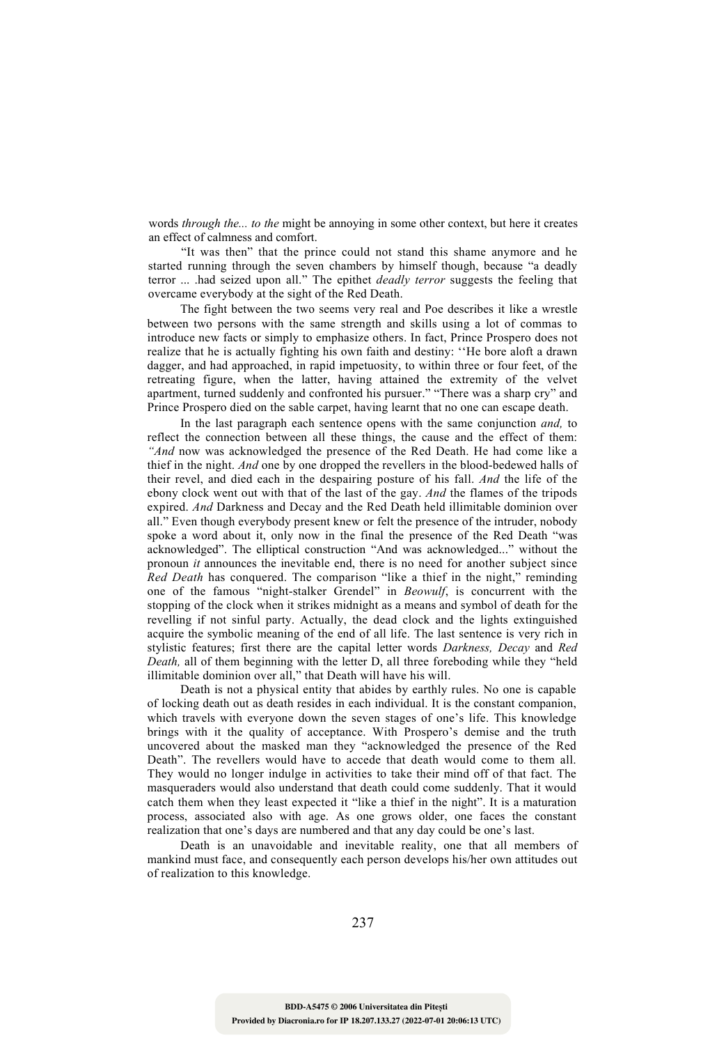words *through the... to the* might be annoying in some other context, but here it creates an effect of calmness and comfort.

"It was then" that the prince could not stand this shame anymore and he started running through the seven chambers by himself though, because "a deadly terror ... .had seized upon all." The epithet *deadly terror* suggests the feeling that overcame everybody at the sight of the Red Death.

The fight between the two seems very real and Poe describes it like a wrestle between two persons with the same strength and skills using a lot of commas to introduce new facts or simply to emphasize others. In fact, Prince Prospero does not realize that he is actually fighting his own faith and destiny: ''He bore aloft a drawn dagger, and had approached, in rapid impetuosity, to within three or four feet, of the retreating figure, when the latter, having attained the extremity of the velvet apartment, turned suddenly and confronted his pursuer." "There was a sharp cry" and Prince Prospero died on the sable carpet, having learnt that no one can escape death.

In the last paragraph each sentence opens with the same conjunction *and,* to reflect the connection between all these things, the cause and the effect of them: *"And* now was acknowledged the presence of the Red Death. He had come like a thief in the night. *And* one by one dropped the revellers in the blood-bedewed halls of their revel, and died each in the despairing posture of his fall. *And* the life of the ebony clock went out with that of the last of the gay. *And* the flames of the tripods expired. *And* Darkness and Decay and the Red Death held illimitable dominion over all." Even though everybody present knew or felt the presence of the intruder, nobody spoke a word about it, only now in the final the presence of the Red Death "was acknowledged". The elliptical construction "And was acknowledged..." without the pronoun *it* announces the inevitable end, there is no need for another subject since *Red Death* has conquered. The comparison "like a thief in the night," reminding one of the famous "night-stalker Grendel" in *Beowulf*, is concurrent with the stopping of the clock when it strikes midnight as a means and symbol of death for the revelling if not sinful party. Actually, the dead clock and the lights extinguished acquire the symbolic meaning of the end of all life. The last sentence is very rich in stylistic features; first there are the capital letter words *Darkness, Decay* and *Red Death,* all of them beginning with the letter D, all three foreboding while they "held illimitable dominion over all," that Death will have his will.

Death is not a physical entity that abides by earthly rules. No one is capable of locking death out as death resides in each individual. It is the constant companion, which travels with everyone down the seven stages of one's life. This knowledge brings with it the quality of acceptance. With Prospero's demise and the truth uncovered about the masked man they "acknowledged the presence of the Red Death". The revellers would have to accede that death would come to them all. They would no longer indulge in activities to take their mind off of that fact. The masqueraders would also understand that death could come suddenly. That it would catch them when they least expected it "like a thief in the night". It is a maturation process, associated also with age. As one grows older, one faces the constant realization that one's days are numbered and that any day could be one's last.

Death is an unavoidable and inevitable reality, one that all members of mankind must face, and consequently each person develops his/her own attitudes out of realization to this knowledge.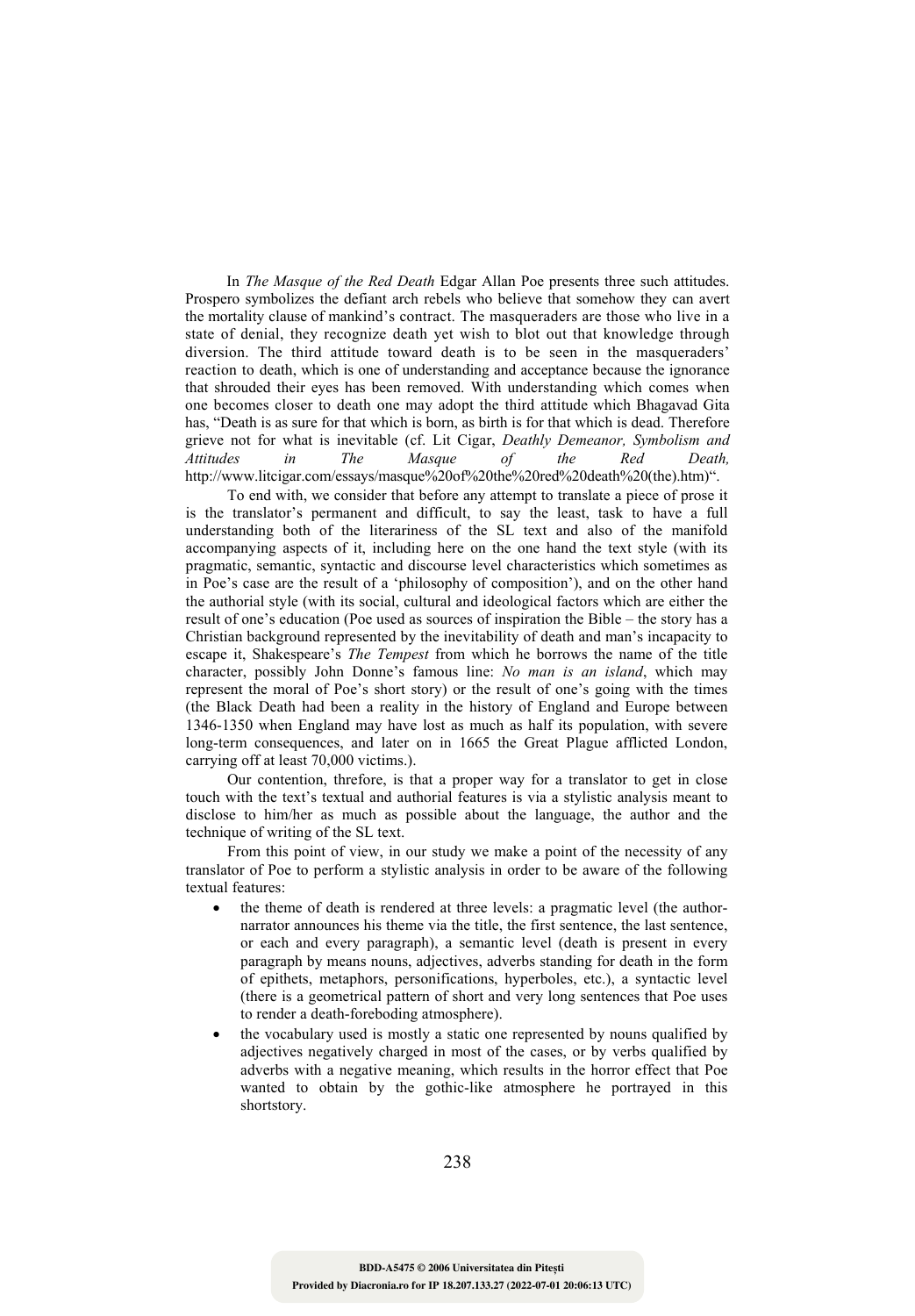In *The Masque of the Red Death* Edgar Allan Poe presents three such attitudes. Prospero symbolizes the defiant arch rebels who believe that somehow they can avert the mortality clause of mankind's contract. The masqueraders are those who live in a state of denial, they recognize death yet wish to blot out that knowledge through diversion. The third attitude toward death is to be seen in the masqueraders' reaction to death, which is one of understanding and acceptance because the ignorance that shrouded their eyes has been removed. With understanding which comes when one becomes closer to death one may adopt the third attitude which Bhagavad Gita has, "Death is as sure for that which is born, as birth is for that which is dead. Therefore grieve not for what is inevitable (cf. Lit Cigar, *Deathly Demeanor, Symbolism and Attitudes in The Masque of the Red Death,* http://www.litcigar.com/essays/masque%20of%20the%20red%20death%20(the).htm)".

To end with, we consider that before any attempt to translate a piece of prose it is the translator's permanent and difficult, to say the least, task to have a full understanding both of the literariness of the SL text and also of the manifold accompanying aspects of it, including here on the one hand the text style (with its pragmatic, semantic, syntactic and discourse level characteristics which sometimes as in Poe's case are the result of a 'philosophy of composition'), and on the other hand the authorial style (with its social, cultural and ideological factors which are either the result of one's education (Poe used as sources of inspiration the Bible – the story has a Christian background represented by the inevitability of death and man's incapacity to escape it, Shakespeare's *The Tempest* from which he borrows the name of the title character, possibly John Donne's famous line: *No man is an island*, which may represent the moral of Poe's short story) or the result of one's going with the times (the Black Death had been a reality in the history of England and Europe between 1346-1350 when England may have lost as much as half its population, with severe long-term consequences, and later on in 1665 the Great Plague afflicted London, carrying off at least 70,000 victims.).

Our contention, threfore, is that a proper way for a translator to get in close touch with the text's textual and authorial features is via a stylistic analysis meant to disclose to him/her as much as possible about the language, the author and the technique of writing of the SL text.

From this point of view, in our study we make a point of the necessity of any translator of Poe to perform a stylistic analysis in order to be aware of the following textual features:

- the theme of death is rendered at three levels: a pragmatic level (the author-narrator announces his theme via the title, the first sentence, the last sentence, or each and every paragraph), a semantic level (death is present in every paragraph by means nouns, adjectives, adverbs standing for death in the form of epithets, metaphors, personifications, hyperboles, etc.), a syntactic level (there is a geometrical pattern of short and very long sentences that Poe uses to render a death-foreboding atmosphere).
- the vocabulary used is mostly a static one represented by nouns qualified by adjectives negatively charged in most of the cases, or by verbs qualified by adverbs with a negative meaning, which results in the horror effect that Poe wanted to obtain by the gothic-like atmosphere he portrayed in this shortstory.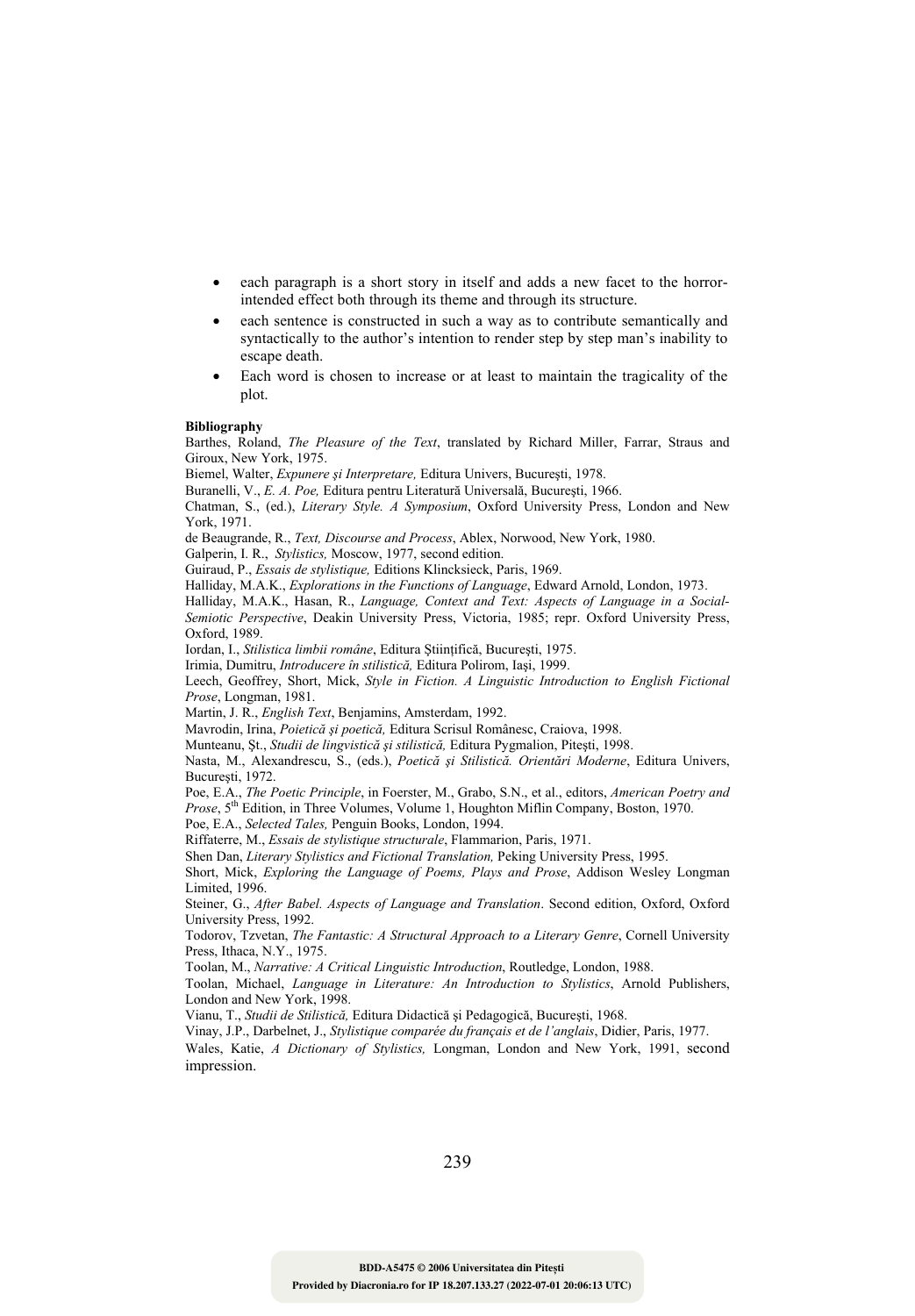- each paragraph is a short story in itself and adds a new facet to the horror-intended effect both through its theme and through its structure.
- each sentence is constructed in such a way as to contribute semantically and syntactically to the author's intention to render step by step man's inability to escape death.
- Each word is chosen to increase or at least to maintain the tragicality of the plot.

**Bibliography**

Barthes, Roland, *The Pleasure of the Text*, translated by Richard Miller, Farrar, Straus and Giroux, New York, 1975.

Biemel, Walter, *Expunere şi Interpretare,* Editura Univers, Bucureşti, 1978.

Buranelli, V., *E. A. Poe,* Editura pentru Literatură Universală, Bucureşti, 1966.

Chatman, S., (ed.), *Literary Style. A Symposium*, Oxford University Press, London and New York, 1971.

de Beaugrande, R., *Text, Discourse and Process*, Ablex, Norwood, New York, 1980.

Galperin, I. R., *Stylistics,* Moscow, 1977, second edition.

Guiraud, P., *Essais de stylistique,* Editions Klincksieck, Paris, 1969.

Halliday, M.A.K., *Explorations in the Functions of Language*, Edward Arnold, London, 1973.

Halliday, M.A.K., Hasan, R., *Language, Context and Text: Aspects of Language in a Social-Semiotic Perspective*, Deakin University Press, Victoria, 1985; repr. Oxford University Press, Oxford, 1989.

Iordan, I., *Stilistica limbii române*, Editura Ştiinţifică, Bucureşti, 1975.

Irimia, Dumitru, *Introducere în stilistică,* Editura Polirom, Iaşi, 1999.

Leech, Geoffrey, Short, Mick, *Style in Fiction. A Linguistic Introduction to English Fictional Prose*, Longman, 1981.

Martin, J. R., *English Text*, Benjamins, Amsterdam, 1992.

Mavrodin, Irina, *Poietică şi poetică,* Editura Scrisul Românesc, Craiova, 1998.

Munteanu, Şt., *Studii de lingvistică şi stilistică,* Editura Pygmalion, Piteşti, 1998.

Nasta, M., Alexandrescu, S., (eds.), *Poetică şi Stilistică. Orientări Moderne*, Editura Univers, Bucureşti, 1972.

Poe, E.A., *The Poetic Principle*, in Foerster, M., Grabo, S.N., et al., editors, *American Poetry and Prose*, 5th Edition, in Three Volumes, Volume 1, Houghton Mifflin Company, Boston, 1970.

Poe, E.A., *Selected Tales,* Penguin Books, London, 1994.

Riffaterre, M., *Essais de stylistique structurale*, Flammarion, Paris, 1971.

Shen Dan, *Literary Stylistics and Fictional Translation,* Peking University Press, 1995.

Short, Mick, *Exploring the Language of Poems, Plays and Prose*, Addison Wesley Longman Limited, 1996.

Steiner, G., *After Babel. Aspects of Language and Translation*. Second edition, Oxford, Oxford University Press, 1992.

Todorov, Tzvetan, *The Fantastic: A Structural Approach to a Literary Genre*, Cornell University Press, Ithaca, N.Y., 1975.

Toolan, M., *Narrative: A Critical Linguistic Introduction*, Routledge, London, 1988.

Toolan, Michael, *Language in Literature: An Introduction to Stylistics*, Arnold Publishers, London and New York, 1998.

Vianu, T., *Studii de Stilistică,* Editura Didactică şi Pedagogică, Bucureşti, 1968.

Vinay, J.P., Darbelnet, J., *Stylistique comparée du français et de l'anglais*, Didier, Paris, 1977.

Wales, Katie, *A Dictionary of Stylistics,* Longman, London and New York, 1991, second impression.